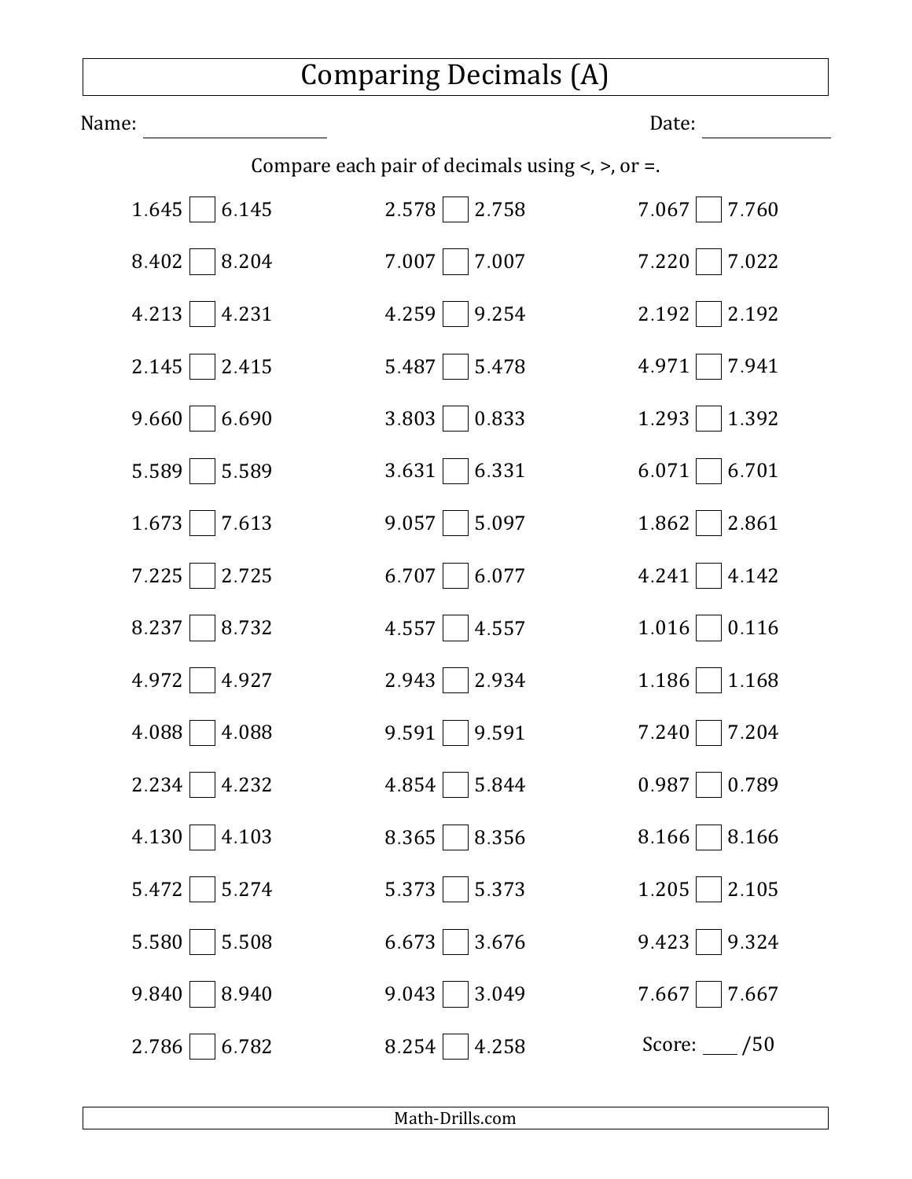# Comparing Decimals (A)

Name: ____________________ Date: ______________

Compare each pair of decimals using <, >, or =.

| | | |
|---|---|---|
| 1.645 ☐ 6.145 | 2.578 ☐ 2.758 | 7.067 ☐ 7.760 |
| 8.402 ☐ 8.204 | 7.007 ☐ 7.007 | 7.220 ☐ 7.022 |
| 4.213 ☐ 4.231 | 4.259 ☐ 9.254 | 2.192 ☐ 2.192 |
| 2.145 ☐ 2.415 | 5.487 ☐ 5.478 | 4.971 ☐ 7.941 |
| 9.660 ☐ 6.690 | 3.803 ☐ 0.833 | 1.293 ☐ 1.392 |
| 5.589 ☐ 5.589 | 3.631 ☐ 6.331 | 6.071 ☐ 6.701 |
| 1.673 ☐ 7.613 | 9.057 ☐ 5.097 | 1.862 ☐ 2.861 |
| 7.225 ☐ 2.725 | 6.707 ☐ 6.077 | 4.241 ☐ 4.142 |
| 8.237 ☐ 8.732 | 4.557 ☐ 4.557 | 1.016 ☐ 0.116 |
| 4.972 ☐ 4.927 | 2.943 ☐ 2.934 | 1.186 ☐ 1.168 |
| 4.088 ☐ 4.088 | 9.591 ☐ 9.591 | 7.240 ☐ 7.204 |
| 2.234 ☐ 4.232 | 4.854 ☐ 5.844 | 0.987 ☐ 0.789 |
| 4.130 ☐ 4.103 | 8.365 ☐ 8.356 | 8.166 ☐ 8.166 |
| 5.472 ☐ 5.274 | 5.373 ☐ 5.373 | 1.205 ☐ 2.105 |
| 5.580 ☐ 5.508 | 6.673 ☐ 3.676 | 9.423 ☐ 9.324 |
| 9.840 ☐ 8.940 | 9.043 ☐ 3.049 | 7.667 ☐ 7.667 |
| 2.786 ☐ 6.782 | 8.254 ☐ 4.258 | Score: ____ /50 |

Math-Drills.com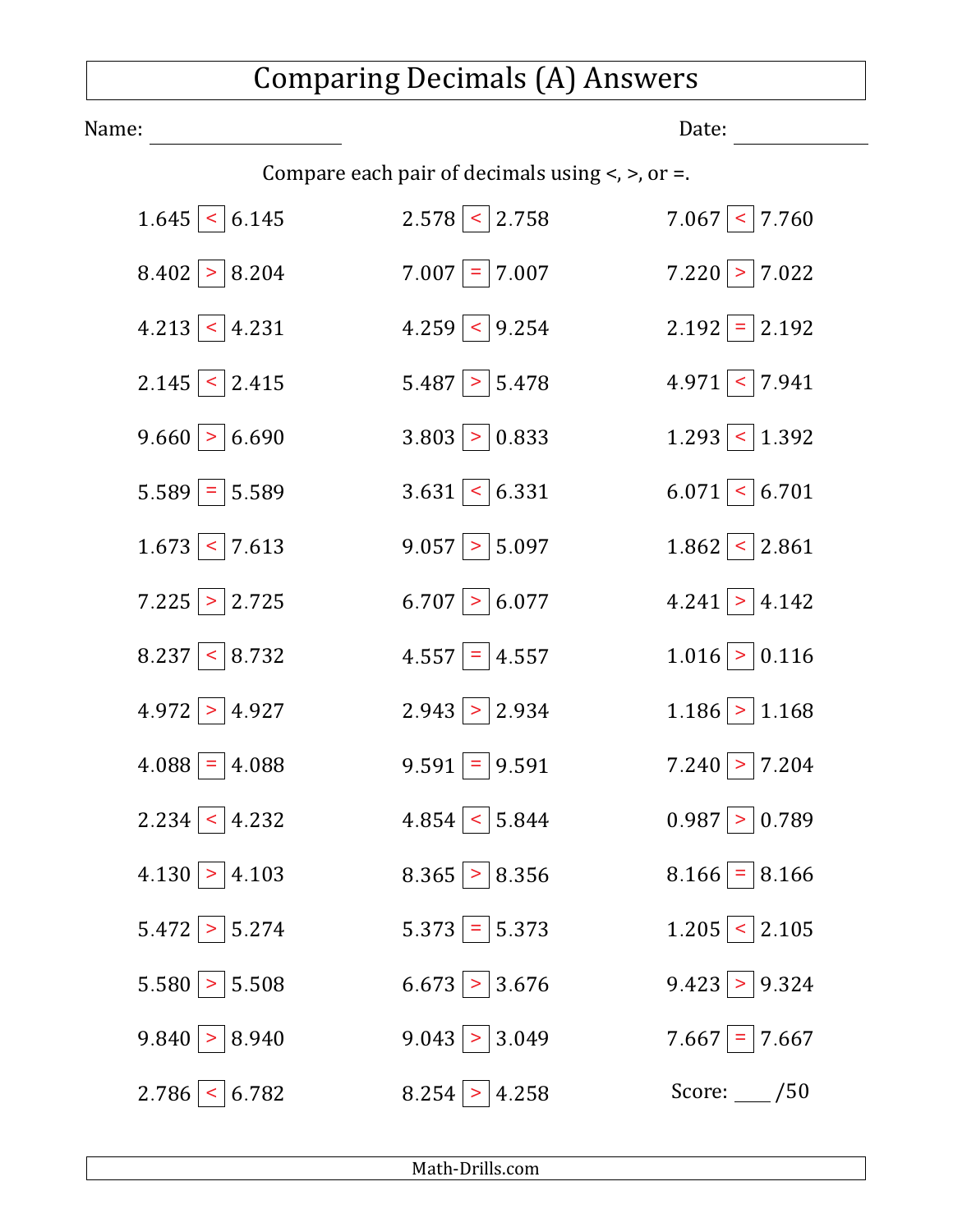# Comparing Decimals (A) Answers

Name: ____________________ Date: ______________

Compare each pair of decimals using <, >, or =.

| | | |
|---|---|---|
| 1.645 < 6.145 | 2.578 < 2.758 | 7.067 < 7.760 |
| 8.402 > 8.204 | 7.007 = 7.007 | 7.220 > 7.022 |
| 4.213 < 4.231 | 4.259 < 9.254 | 2.192 = 2.192 |
| 2.145 < 2.415 | 5.487 > 5.478 | 4.971 < 7.941 |
| 9.660 > 6.690 | 3.803 > 0.833 | 1.293 < 1.392 |
| 5.589 = 5.589 | 3.631 < 6.331 | 6.071 < 6.701 |
| 1.673 < 7.613 | 9.057 > 5.097 | 1.862 < 2.861 |
| 7.225 > 2.725 | 6.707 > 6.077 | 4.241 > 4.142 |
| 8.237 < 8.732 | 4.557 = 4.557 | 1.016 > 0.116 |
| 4.972 > 4.927 | 2.943 > 2.934 | 1.186 > 1.168 |
| 4.088 = 4.088 | 9.591 = 9.591 | 7.240 > 7.204 |
| 2.234 < 4.232 | 4.854 < 5.844 | 0.987 > 0.789 |
| 4.130 > 4.103 | 8.365 > 8.356 | 8.166 = 8.166 |
| 5.472 > 5.274 | 5.373 = 5.373 | 1.205 < 2.105 |
| 5.580 > 5.508 | 6.673 > 3.676 | 9.423 > 9.324 |
| 9.840 > 8.940 | 9.043 > 3.049 | 7.667 = 7.667 |
| 2.786 < 6.782 | 8.254 > 4.258 | Score: ____ /50 |

Math-Drills.com